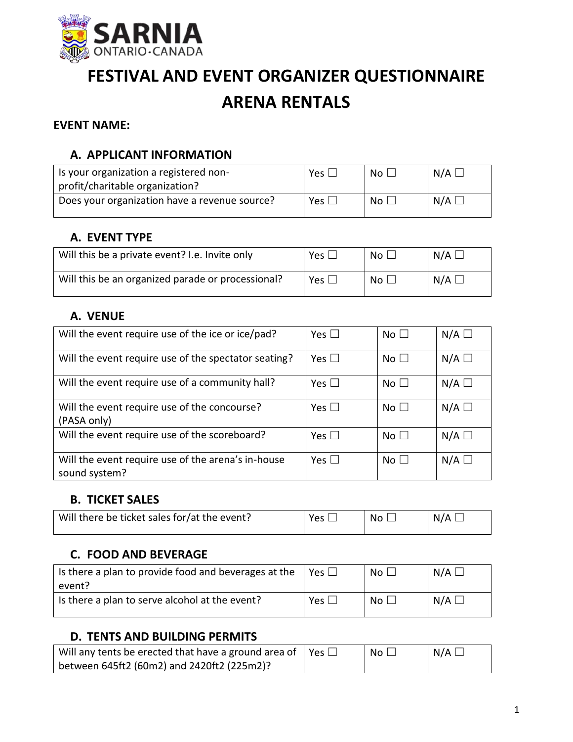# FESTIVAL AND EVENT ORGANIZER QUESTIONNAIRE

# ARENA RENTALS

**EVENT NAME:**

## A. APPLICANT INFORMATION

| | | | |
|---|---|---|---|
| Is your organization a registered non-profit/charitable organization? | Yes ☐ | No ☐ | N/A ☐ |
| Does your organization have a revenue source? | Yes ☐ | No ☐ | N/A ☐ |

## A. EVENT TYPE

| | | | |
|---|---|---|---|
| Will this be a private event? I.e. Invite only | Yes ☐ | No ☐ | N/A ☐ |
| Will this be an organized parade or processional? | Yes ☐ | No ☐ | N/A ☐ |

## A. VENUE

| | | | |
|---|---|---|---|
| Will the event require use of the ice or ice/pad? | Yes ☐ | No ☐ | N/A ☐ |
| Will the event require use of the spectator seating? | Yes ☐ | No ☐ | N/A ☐ |
| Will the event require use of a community hall? | Yes ☐ | No ☐ | N/A ☐ |
| Will the event require use of the concourse? (PASA only) | Yes ☐ | No ☐ | N/A ☐ |
| Will the event require use of the scoreboard? | Yes ☐ | No ☐ | N/A ☐ |
| Will the event require use of the arena's in-house sound system? | Yes ☐ | No ☐ | N/A ☐ |

## B. TICKET SALES

| | | | |
|---|---|---|---|
| Will there be ticket sales for/at the event? | Yes ☐ | No ☐ | N/A ☐ |

## C. FOOD AND BEVERAGE

| | | | |
|---|---|---|---|
| Is there a plan to provide food and beverages at the event? | Yes ☐ | No ☐ | N/A ☐ |
| Is there a plan to serve alcohol at the event? | Yes ☐ | No ☐ | N/A ☐ |

## D. TENTS AND BUILDING PERMITS

| | | | |
|---|---|---|---|
| Will any tents be erected that have a ground area of between 645ft2 (60m2) and 2420ft2 (225m2)? | Yes ☐ | No ☐ | N/A ☐ |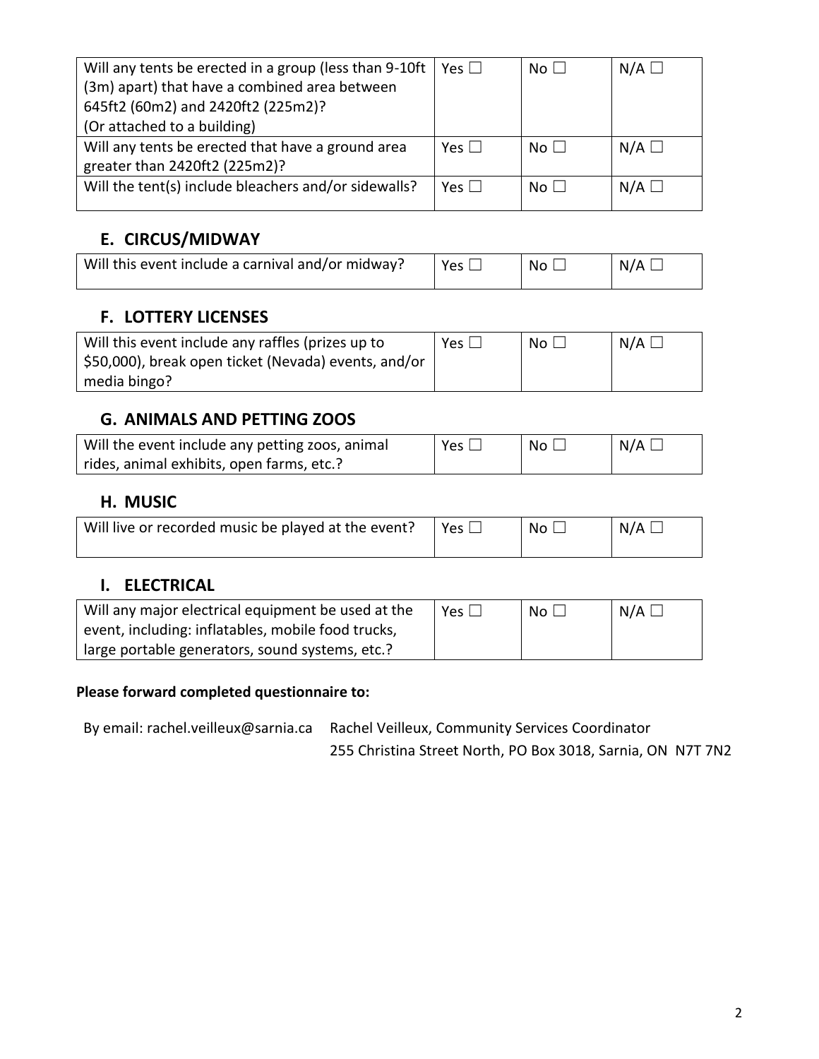| | | | |
|---|---|---|---|
| Will any tents be erected in a group (less than 9-10ft (3m) apart) that have a combined area between 645ft2 (60m2) and 2420ft2 (225m2)? (Or attached to a building) | Yes ☐ | No ☐ | N/A ☐ |
| Will any tents be erected that have a ground area greater than 2420ft2 (225m2)? | Yes ☐ | No ☐ | N/A ☐ |
| Will the tent(s) include bleachers and/or sidewalls? | Yes ☐ | No ☐ | N/A ☐ |

## E. CIRCUS/MIDWAY

| | | | |
|---|---|---|---|
| Will this event include a carnival and/or midway? | Yes ☐ | No ☐ | N/A ☐ |

## F. LOTTERY LICENSES

| | | | |
|---|---|---|---|
| Will this event include any raffles (prizes up to $50,000), break open ticket (Nevada) events, and/or media bingo? | Yes ☐ | No ☐ | N/A ☐ |

## G. ANIMALS AND PETTING ZOOS

| | | | |
|---|---|---|---|
| Will the event include any petting zoos, animal rides, animal exhibits, open farms, etc.? | Yes ☐ | No ☐ | N/A ☐ |

## H. MUSIC

| | | | |
|---|---|---|---|
| Will live or recorded music be played at the event? | Yes ☐ | No ☐ | N/A ☐ |

## I. ELECTRICAL

| | | | |
|---|---|---|---|
| Will any major electrical equipment be used at the event, including: inflatables, mobile food trucks, large portable generators, sound systems, etc.? | Yes ☐ | No ☐ | N/A ☐ |

**Please forward completed questionnaire to:**

By email: rachel.veilleux@sarnia.ca    Rachel Veilleux, Community Services Coordinator
255 Christina Street North, PO Box 3018, Sarnia, ON N7T 7N2